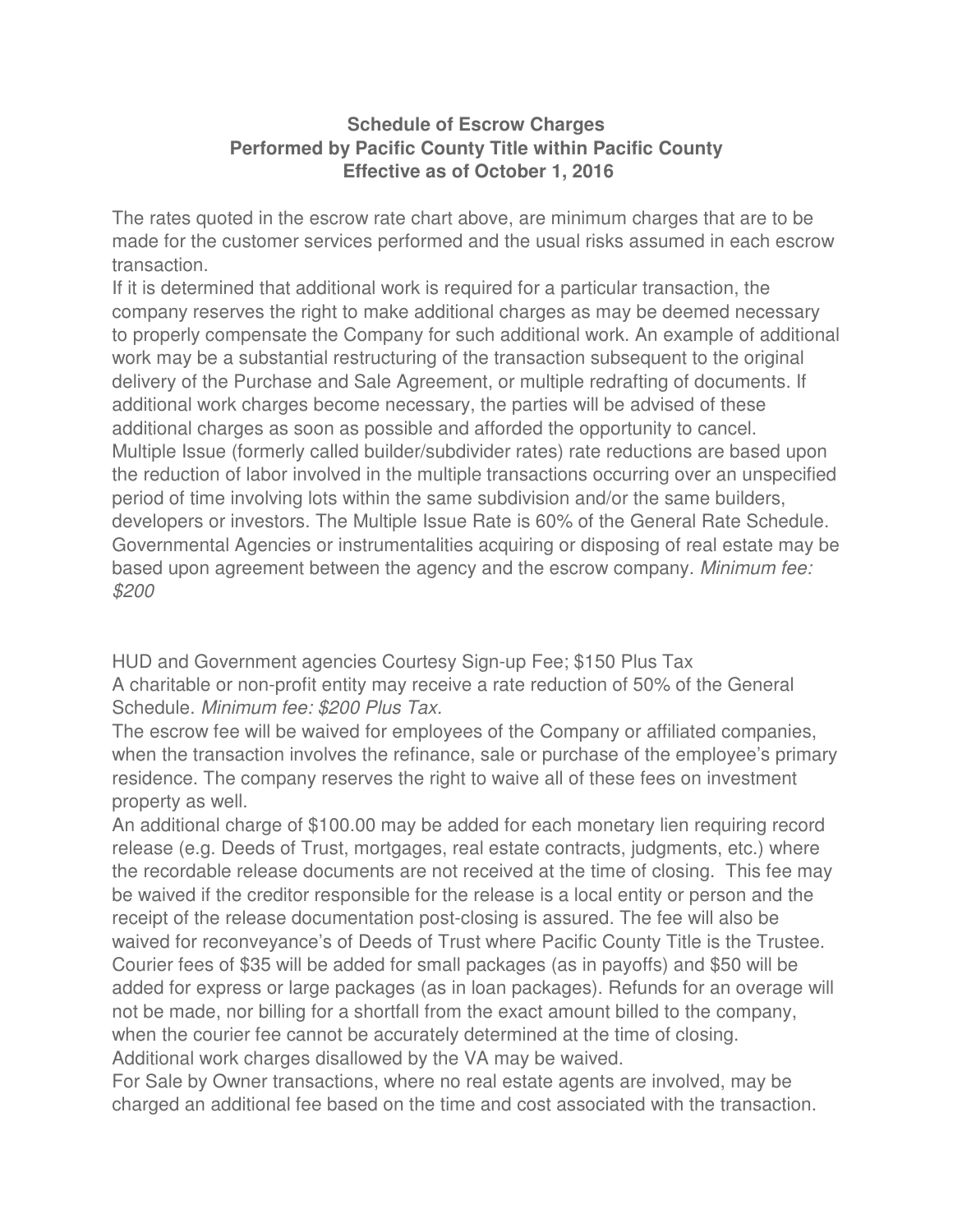**Schedule of Escrow Charges**
**Performed by Pacific County Title within Pacific County**
**Effective as of October 1, 2016**

The rates quoted in the escrow rate chart above, are minimum charges that are to be made for the customer services performed and the usual risks assumed in each escrow transaction.

If it is determined that additional work is required for a particular transaction, the company reserves the right to make additional charges as may be deemed necessary to properly compensate the Company for such additional work. An example of additional work may be a substantial restructuring of the transaction subsequent to the original delivery of the Purchase and Sale Agreement, or multiple redrafting of documents. If additional work charges become necessary, the parties will be advised of these additional charges as soon as possible and afforded the opportunity to cancel.

Multiple Issue (formerly called builder/subdivider rates) rate reductions are based upon the reduction of labor involved in the multiple transactions occurring over an unspecified period of time involving lots within the same subdivision and/or the same builders, developers or investors. The Multiple Issue Rate is 60% of the General Rate Schedule.

Governmental Agencies or instrumentalities acquiring or disposing of real estate may be based upon agreement between the agency and the escrow company. *Minimum fee: $200*

HUD and Government agencies Courtesy Sign-up Fee; $150 Plus Tax

A charitable or non-profit entity may receive a rate reduction of 50% of the General Schedule. *Minimum fee: $200 Plus Tax.*

The escrow fee will be waived for employees of the Company or affiliated companies, when the transaction involves the refinance, sale or purchase of the employee's primary residence. The company reserves the right to waive all of these fees on investment property as well.

An additional charge of $100.00 may be added for each monetary lien requiring record release (e.g. Deeds of Trust, mortgages, real estate contracts, judgments, etc.) where the recordable release documents are not received at the time of closing. This fee may be waived if the creditor responsible for the release is a local entity or person and the receipt of the release documentation post-closing is assured. The fee will also be waived for reconveyance's of Deeds of Trust where Pacific County Title is the Trustee.

Courier fees of $35 will be added for small packages (as in payoffs) and $50 will be added for express or large packages (as in loan packages). Refunds for an overage will not be made, nor billing for a shortfall from the exact amount billed to the company, when the courier fee cannot be accurately determined at the time of closing.

Additional work charges disallowed by the VA may be waived.

For Sale by Owner transactions, where no real estate agents are involved, may be charged an additional fee based on the time and cost associated with the transaction.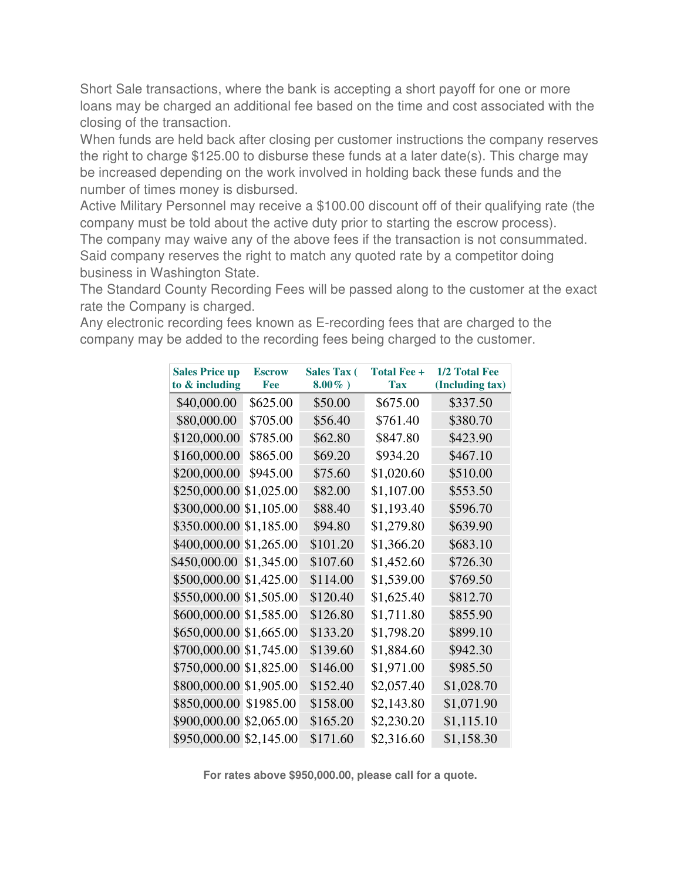Short Sale transactions, where the bank is accepting a short payoff for one or more loans may be charged an additional fee based on the time and cost associated with the closing of the transaction.

When funds are held back after closing per customer instructions the company reserves the right to charge $125.00 to disburse these funds at a later date(s). This charge may be increased depending on the work involved in holding back these funds and the number of times money is disbursed.

Active Military Personnel may receive a $100.00 discount off of their qualifying rate (the company must be told about the active duty prior to starting the escrow process).

The company may waive any of the above fees if the transaction is not consummated.

Said company reserves the right to match any quoted rate by a competitor doing business in Washington State.

The Standard County Recording Fees will be passed along to the customer at the exact rate the Company is charged.

Any electronic recording fees known as E-recording fees that are charged to the company may be added to the recording fees being charged to the customer.

| Sales Price up to & including | Escrow Fee | Sales Tax ( 8.00% ) | Total Fee + Tax | 1/2 Total Fee (Including tax) |
|---|---|---|---|---|
| $40,000.00 | $625.00 | $50.00 | $675.00 | $337.50 |
| $80,000.00 | $705.00 | $56.40 | $761.40 | $380.70 |
| $120,000.00 | $785.00 | $62.80 | $847.80 | $423.90 |
| $160,000.00 | $865.00 | $69.20 | $934.20 | $467.10 |
| $200,000.00 | $945.00 | $75.60 | $1,020.60 | $510.00 |
| $250,000.00 | $1,025.00 | $82.00 | $1,107.00 | $553.50 |
| $300,000.00 | $1,105.00 | $88.40 | $1,193.40 | $596.70 |
| $350.000.00 | $1,185.00 | $94.80 | $1,279.80 | $639.90 |
| $400,000.00 | $1,265.00 | $101.20 | $1,366.20 | $683.10 |
| $450,000.00 | $1,345.00 | $107.60 | $1,452.60 | $726.30 |
| $500,000.00 | $1,425.00 | $114.00 | $1,539.00 | $769.50 |
| $550,000.00 | $1,505.00 | $120.40 | $1,625.40 | $812.70 |
| $600,000.00 | $1,585.00 | $126.80 | $1,711.80 | $855.90 |
| $650,000.00 | $1,665.00 | $133.20 | $1,798.20 | $899.10 |
| $700,000.00 | $1,745.00 | $139.60 | $1,884.60 | $942.30 |
| $750,000.00 | $1,825.00 | $146.00 | $1,971.00 | $985.50 |
| $800,000.00 | $1,905.00 | $152.40 | $2,057.40 | $1,028.70 |
| $850,000.00 | $1985.00 | $158.00 | $2,143.80 | $1,071.90 |
| $900,000.00 | $2,065.00 | $165.20 | $2,230.20 | $1,115.10 |
| $950,000.00 | $2,145.00 | $171.60 | $2,316.60 | $1,158.30 |

**For rates above $950,000.00, please call for a quote.**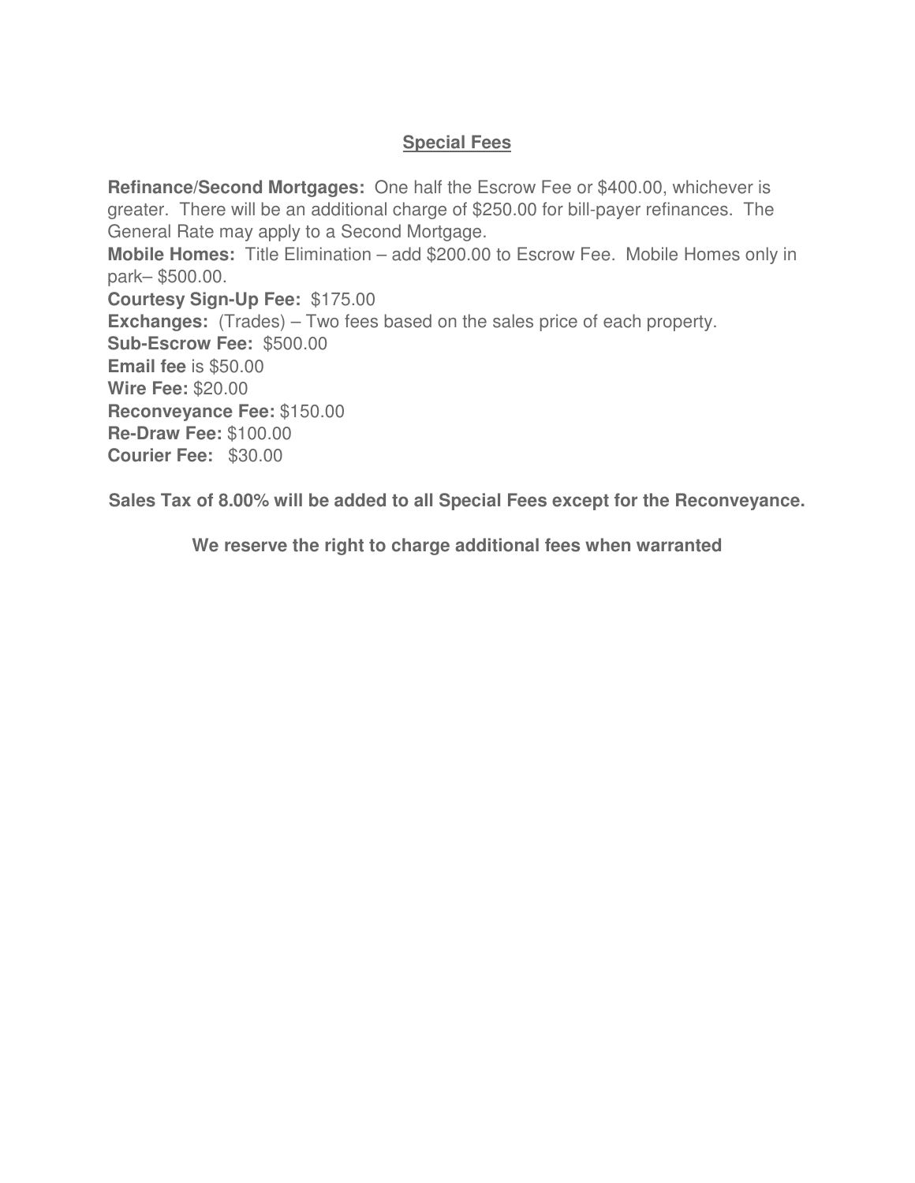## Special Fees

**Refinance/Second Mortgages:** One half the Escrow Fee or $400.00, whichever is greater. There will be an additional charge of $250.00 for bill-payer refinances. The General Rate may apply to a Second Mortgage.
**Mobile Homes:** Title Elimination – add $200.00 to Escrow Fee. Mobile Homes only in park– $500.00.
**Courtesy Sign-Up Fee:** $175.00
**Exchanges:** (Trades) – Two fees based on the sales price of each property.
**Sub-Escrow Fee:** $500.00
**Email fee** is $50.00
**Wire Fee:** $20.00
**Reconveyance Fee:** $150.00
**Re-Draw Fee:** $100.00
**Courier Fee:** $30.00

**Sales Tax of 8.00% will be added to all Special Fees except for the Reconveyance.**

**We reserve the right to charge additional fees when warranted**